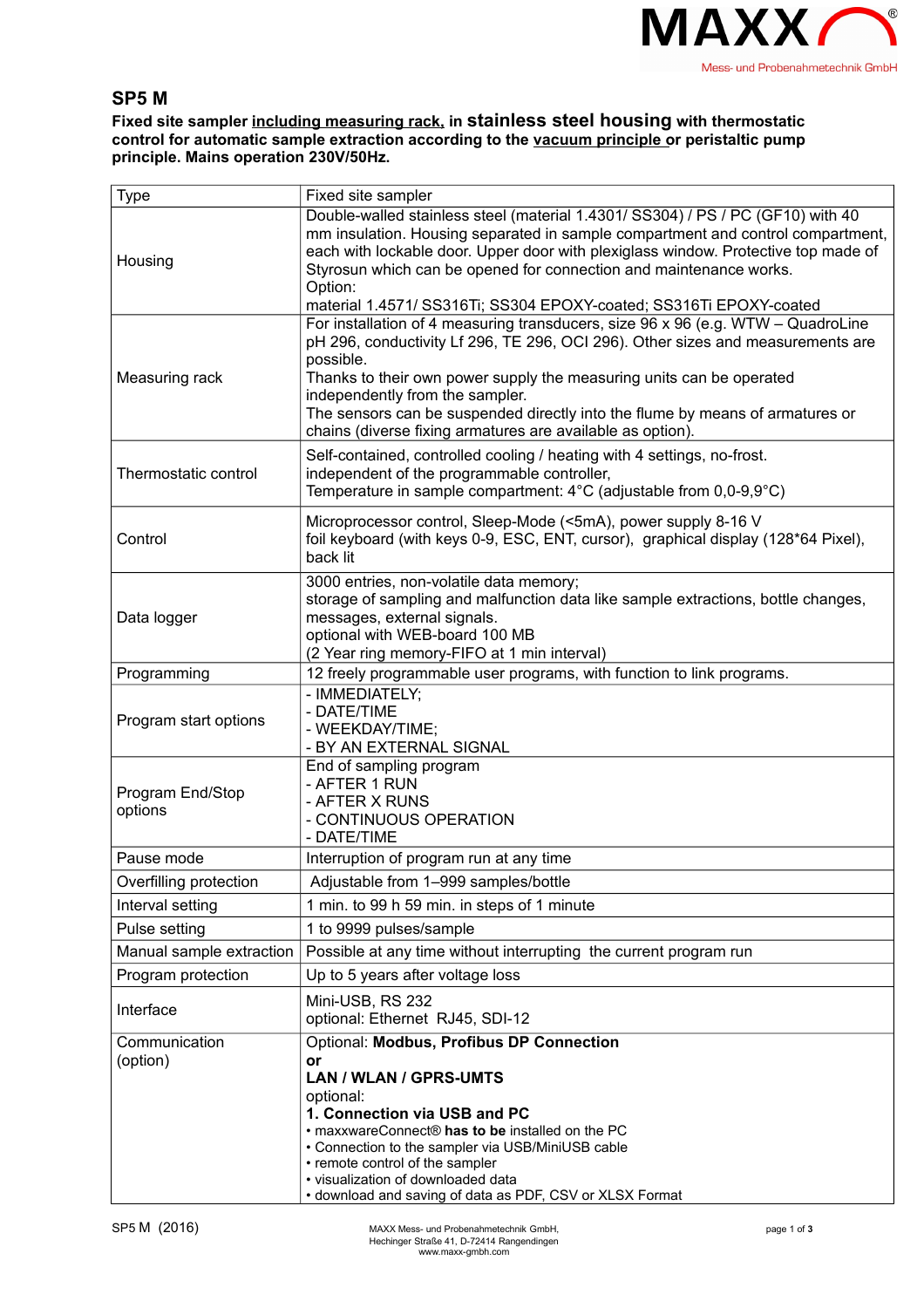## SP5 M

**Fixed site sampler including measuring rack, in stainless steel housing with thermostatic control for automatic sample extraction according to the vacuum principle or peristaltic pump principle. Mains operation 230V/50Hz.**

| Type | Fixed site sampler |
|---|---|
| Housing | Double-walled stainless steel (material 1.4301/ SS304) / PS / PC (GF10) with 40 mm insulation. Housing separated in sample compartment and control compartment, each with lockable door. Upper door with plexiglass window. Protective top made of Styrosun which can be opened for connection and maintenance works.<br>Option:<br>material 1.4571/ SS316Ti; SS304 EPOXY-coated; SS316Ti EPOXY-coated |
| Measuring rack | For installation of 4 measuring transducers, size 96 x 96 (e.g. WTW – QuadroLine pH 296, conductivity Lf 296, TE 296, OCI 296). Other sizes and measurements are possible.<br>Thanks to their own power supply the measuring units can be operated independently from the sampler.<br>The sensors can be suspended directly into the flume by means of armatures or chains (diverse fixing armatures are available as option). |
| Thermostatic control | Self-contained, controlled cooling / heating with 4 settings, no-frost.<br>independent of the programmable controller,<br>Temperature in sample compartment: 4°C (adjustable from 0,0-9,9°C) |
| Control | Microprocessor control, Sleep-Mode (<5mA), power supply 8-16 V<br>foil keyboard (with keys 0-9, ESC, ENT, cursor), graphical display (128*64 Pixel), back lit |
| Data logger | 3000 entries, non-volatile data memory;<br>storage of sampling and malfunction data like sample extractions, bottle changes, messages, external signals.<br>optional with WEB-board 100 MB<br>(2 Year ring memory-FIFO at 1 min interval) |
| Programming | 12 freely programmable user programs, with function to link programs. |
| Program start options | - IMMEDIATELY;<br>- DATE/TIME<br>- WEEKDAY/TIME;<br>- BY AN EXTERNAL SIGNAL |
| Program End/Stop options | End of sampling program<br>- AFTER 1 RUN<br>- AFTER X RUNS<br>- CONTINUOUS OPERATION<br>- DATE/TIME |
| Pause mode | Interruption of program run at any time |
| Overfilling protection | Adjustable from 1–999 samples/bottle |
| Interval setting | 1 min. to 99 h 59 min. in steps of 1 minute |
| Pulse setting | 1 to 9999 pulses/sample |
| Manual sample extraction | Possible at any time without interrupting the current program run |
| Program protection | Up to 5 years after voltage loss |
| Interface | Mini-USB, RS 232<br>optional: Ethernet RJ45, SDI-12 |
| Communication (option) | Optional: **Modbus, Profibus DP Connection**<br>**or**<br>**LAN / WLAN / GPRS-UMTS**<br>optional:<br>**1. Connection via USB and PC**<br>• maxxwareConnect® **has to be** installed on the PC<br>• Connection to the sampler via USB/MiniUSB cable<br>• remote control of the sampler<br>• visualization of downloaded data<br>• download and saving of data as PDF, CSV or XLSX Format |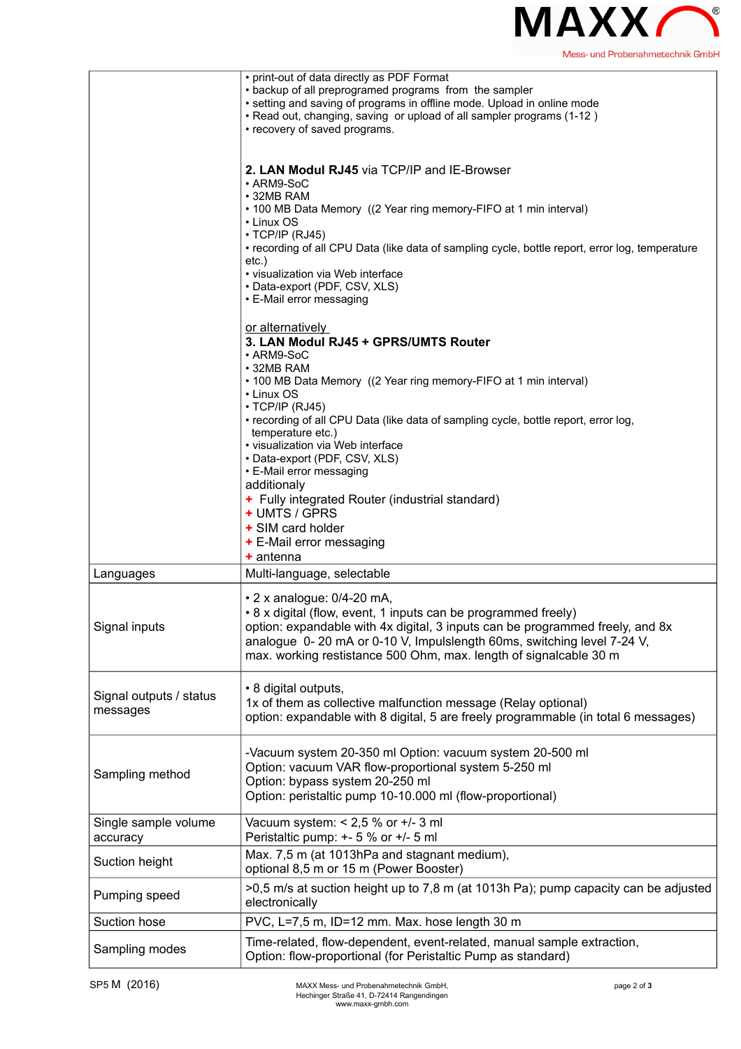| | |
|---|---|
| | • print-out of data directly as PDF Format<br>• backup of all preprogramed programs from the sampler<br>• setting and saving of programs in offline mode. Upload in online mode<br>• Read out, changing, saving or upload of all sampler programs (1-12 )<br>• recovery of saved programs.<br><br>**2. LAN Modul RJ45** via TCP/IP and IE-Browser<br>• ARM9-SoC<br>• 32MB RAM<br>• 100 MB Data Memory ((2 Year ring memory-FIFO at 1 min interval)<br>• Linux OS<br>• TCP/IP (RJ45)<br>• recording of all CPU Data (like data of sampling cycle, bottle report, error log, temperature etc.)<br>• visualization via Web interface<br>• Data-export (PDF, CSV, XLS)<br>• E-Mail error messaging<br><br>or alternatively<br>**3. LAN Modul RJ45 + GPRS/UMTS Router**<br>• ARM9-SoC<br>• 32MB RAM<br>• 100 MB Data Memory ((2 Year ring memory-FIFO at 1 min interval)<br>• Linux OS<br>• TCP/IP (RJ45)<br>• recording of all CPU Data (like data of sampling cycle, bottle report, error log, temperature etc.)<br>• visualization via Web interface<br>• Data-export (PDF, CSV, XLS)<br>• E-Mail error messaging<br>additionaly<br>+ Fully integrated Router (industrial standard)<br>+ UMTS / GPRS<br>+ SIM card holder<br>+ E-Mail error messaging<br>+ antenna |
| Languages | Multi-language, selectable |
| Signal inputs | • 2 x analogue: 0/4-20 mA,<br>• 8 x digital (flow, event, 1 inputs can be programmed freely)<br>option: expandable with 4x digital, 3 inputs can be programmed freely, and 8x analogue 0- 20 mA or 0-10 V, Impulslength 60ms, switching level 7-24 V, max. working restistance 500 Ohm, max. length of signalcable 30 m |
| Signal outputs / status messages | • 8 digital outputs,<br>1x of them as collective malfunction message (Relay optional)<br>option: expandable with 8 digital, 5 are freely programmable (in total 6 messages) |
| Sampling method | -Vacuum system 20-350 ml Option: vacuum system 20-500 ml<br>Option: vacuum VAR flow-proportional system 5-250 ml<br>Option: bypass system 20-250 ml<br>Option: peristaltic pump 10-10.000 ml (flow-proportional) |
| Single sample volume accuracy | Vacuum system: < 2,5 % or +/- 3 ml<br>Peristaltic pump: +- 5 % or +/- 5 ml |
| Suction height | Max. 7,5 m (at 1013hPa and stagnant medium),<br>optional 8,5 m or 15 m (Power Booster) |
| Pumping speed | >0,5 m/s at suction height up to 7,8 m (at 1013h Pa); pump capacity can be adjusted electronically |
| Suction hose | PVC, L=7,5 m, ID=12 mm. Max. hose length 30 m |
| Sampling modes | Time-related, flow-dependent, event-related, manual sample extraction,<br>Option: flow-proportional (for Peristaltic Pump as standard) |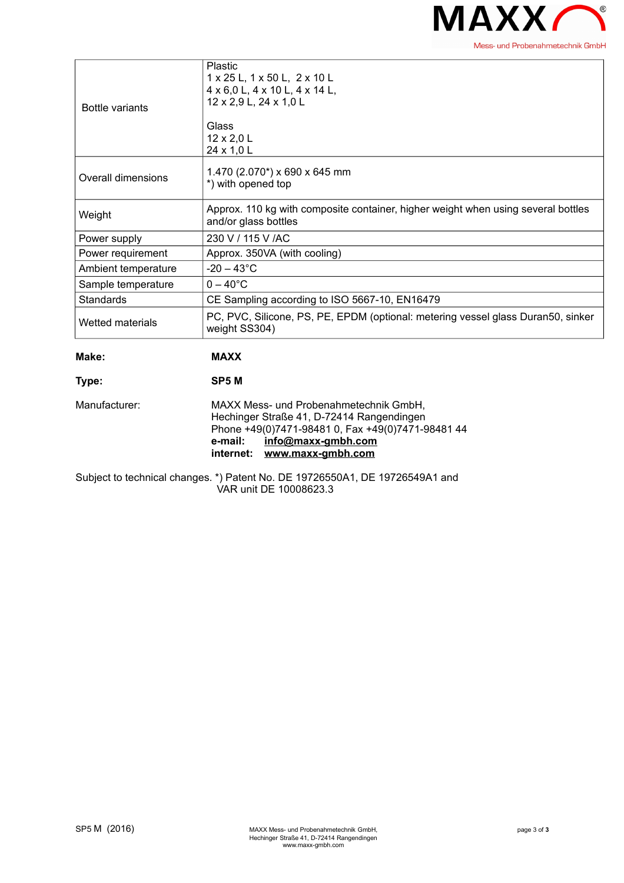| | |
|---|---|
| Bottle variants | Plastic<br>1 x 25 L, 1 x 50 L, 2 x 10 L<br>4 x 6,0 L, 4 x 10 L, 4 x 14 L,<br>12 x 2,9 L, 24 x 1,0 L<br><br>Glass<br>12 x 2,0 L<br>24 x 1,0 L |
| Overall dimensions | 1.470 (2.070*) x 690 x 645 mm<br>*) with opened top |
| Weight | Approx. 110 kg with composite container, higher weight when using several bottles and/or glass bottles |
| Power supply | 230 V / 115 V /AC |
| Power requirement | Approx. 350VA (with cooling) |
| Ambient temperature | -20 – 43°C |
| Sample temperature | 0 – 40°C |
| Standards | CE Sampling according to ISO 5667-10, EN16479 |
| Wetted materials | PC, PVC, Silicone, PS, PE, EPDM (optional: metering vessel glass Duran50, sinker weight SS304) |

**Make:** **MAXX**

**Type:** **SP5 M**

Manufacturer: MAXX Mess- und Probenahmetechnik GmbH,
Hechinger Straße 41, D-72414 Rangendingen
Phone +49(0)7471-98481 0, Fax +49(0)7471-98481 44
**e-mail:** **info@maxx-gmbh.com**
**internet:** **www.maxx-gmbh.com**

Subject to technical changes. *) Patent No. DE 19726550A1, DE 19726549A1 and VAR unit DE 10008623.3